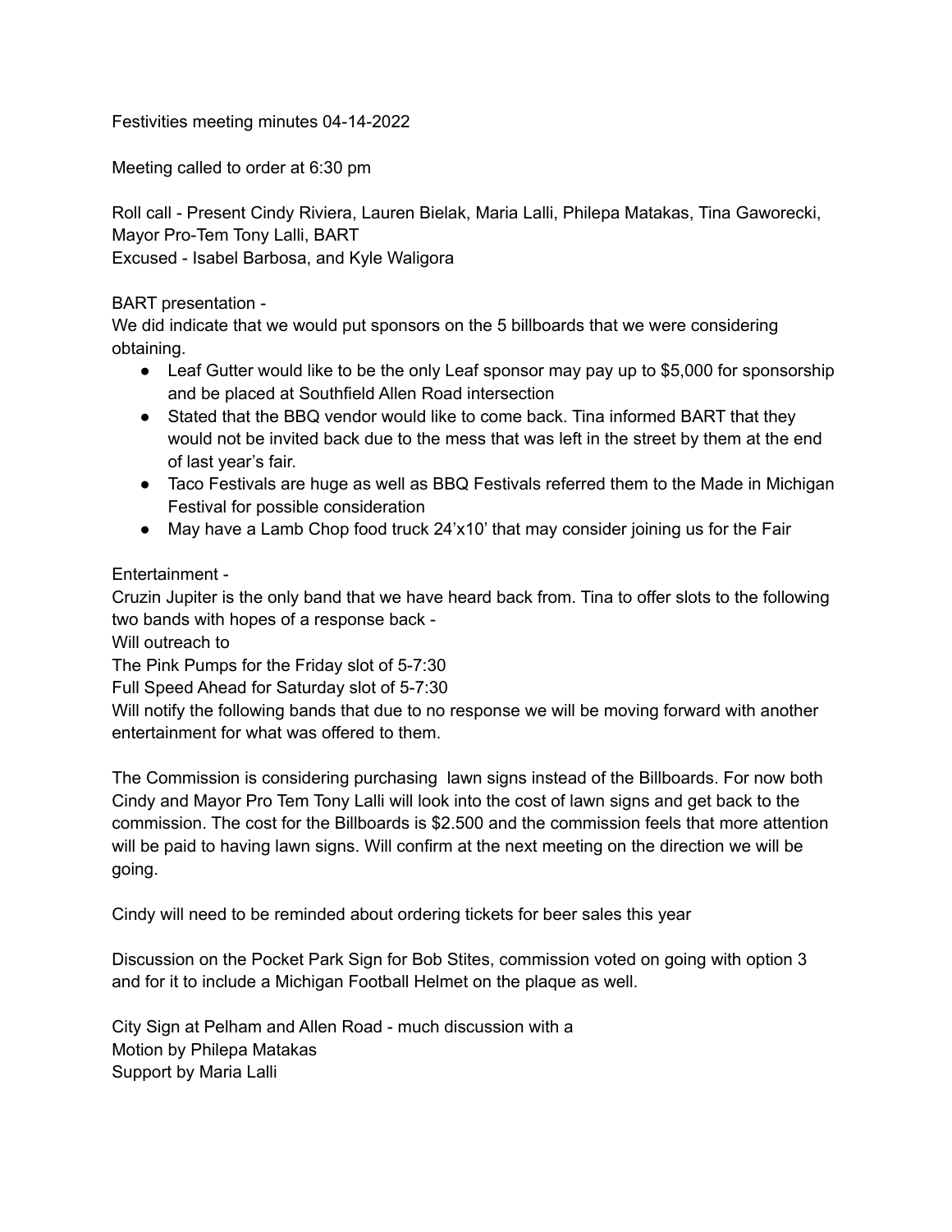Festivities meeting minutes 04-14-2022

Meeting called to order at 6:30 pm

Roll call - Present Cindy Riviera, Lauren Bielak, Maria Lalli, Philepa Matakas, Tina Gaworecki, Mayor Pro-Tem Tony Lalli, BART
Excused - Isabel Barbosa, and Kyle Waligora

BART presentation -
We did indicate that we would put sponsors on the 5 billboards that we were considering obtaining.

- Leaf Gutter would like to be the only Leaf sponsor may pay up to $5,000 for sponsorship and be placed at Southfield Allen Road intersection
- Stated that the BBQ vendor would like to come back. Tina informed BART that they would not be invited back due to the mess that was left in the street by them at the end of last year's fair.
- Taco Festivals are huge as well as BBQ Festivals referred them to the Made in Michigan Festival for possible consideration
- May have a Lamb Chop food truck 24'x10' that may consider joining us for the Fair

Entertainment -
Cruzin Jupiter is the only band that we have heard back from. Tina to offer slots to the following two bands with hopes of a response back -
Will outreach to
The Pink Pumps for the Friday slot of 5-7:30
Full Speed Ahead for Saturday slot of 5-7:30
Will notify the following bands that due to no response we will be moving forward with another entertainment for what was offered to them.

The Commission is considering purchasing lawn signs instead of the Billboards. For now both Cindy and Mayor Pro Tem Tony Lalli will look into the cost of lawn signs and get back to the commission. The cost for the Billboards is $2.500 and the commission feels that more attention will be paid to having lawn signs. Will confirm at the next meeting on the direction we will be going.

Cindy will need to be reminded about ordering tickets for beer sales this year

Discussion on the Pocket Park Sign for Bob Stites, commission voted on going with option 3 and for it to include a Michigan Football Helmet on the plaque as well.

City Sign at Pelham and Allen Road - much discussion with a
Motion by Philepa Matakas
Support by Maria Lalli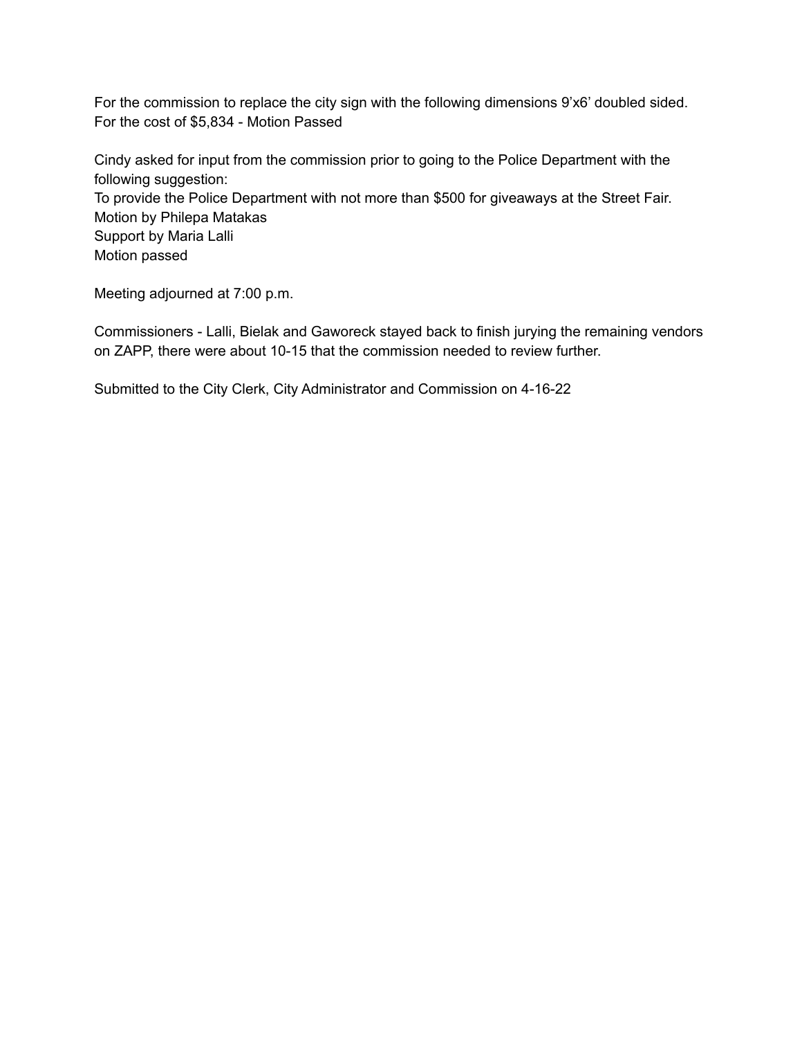For the commission to replace the city sign with the following dimensions 9’x6’ doubled sided.
For the cost of $5,834 - Motion Passed

Cindy asked for input from the commission prior to going to the Police Department with the following suggestion:
To provide the Police Department with not more than $500 for giveaways at the Street Fair.
Motion by Philepa Matakas
Support by Maria Lalli
Motion passed

Meeting adjourned at 7:00 p.m.

Commissioners - Lalli, Bielak and Gaworeck stayed back to finish jurying the remaining vendors on ZAPP, there were about 10-15 that the commission needed to review further.

Submitted to the City Clerk, City Administrator and Commission on 4-16-22